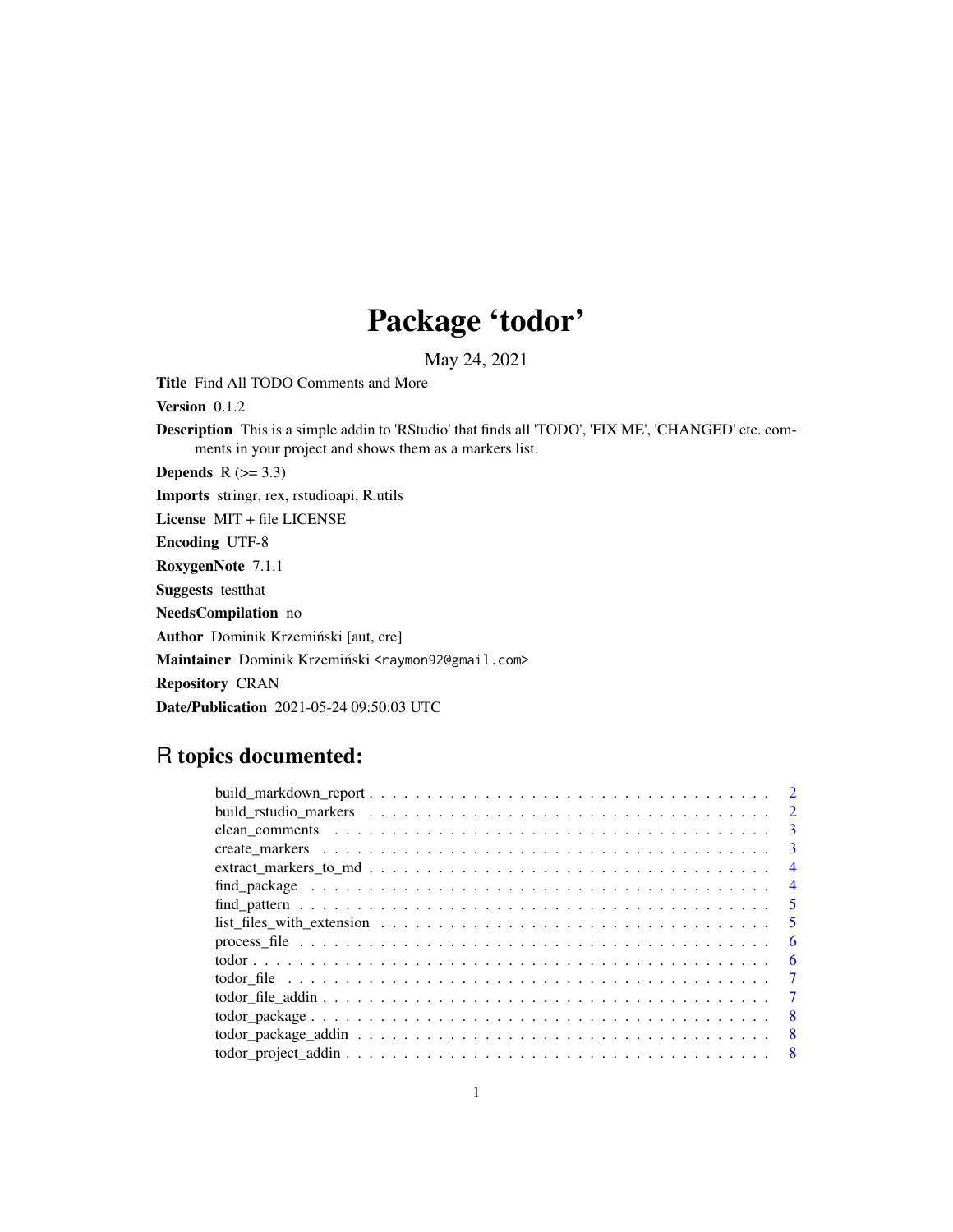# Package 'todor'

May 24, 2021

**Title** Find All TODO Comments and More

**Version** 0.1.2

**Description** This is a simple addin to 'RStudio' that finds all 'TODO', 'FIX ME', 'CHANGED' etc. comments in your project and shows them as a markers list.

**Depends** R (>= 3.3)

**Imports** stringr, rex, rstudioapi, R.utils

**License** MIT + file LICENSE

**Encoding** UTF-8

**RoxygenNote** 7.1.1

**Suggests** testthat

**NeedsCompilation** no

**Author** Dominik Krzemiński [aut, cre]

**Maintainer** Dominik Krzemiński <raymon92@gmail.com>

**Repository** CRAN

**Date/Publication** 2021-05-24 09:50:03 UTC

## R topics documented:

- build_markdown_report . . . . . . . . . . 2
- build_rstudio_markers . . . . . . . . . . 2
- clean_comments . . . . . . . . . . 3
- create_markers . . . . . . . . . . 3
- extract_markers_to_md . . . . . . . . . . 4
- find_package . . . . . . . . . . 4
- find_pattern . . . . . . . . . . 5
- list_files_with_extension . . . . . . . . . . 5
- process_file . . . . . . . . . . 6
- todor . . . . . . . . . . 6
- todor_file . . . . . . . . . . 7
- todor_file_addin . . . . . . . . . . 7
- todor_package . . . . . . . . . . 8
- todor_package_addin . . . . . . . . . . 8
- todor_project_addin . . . . . . . . . . 8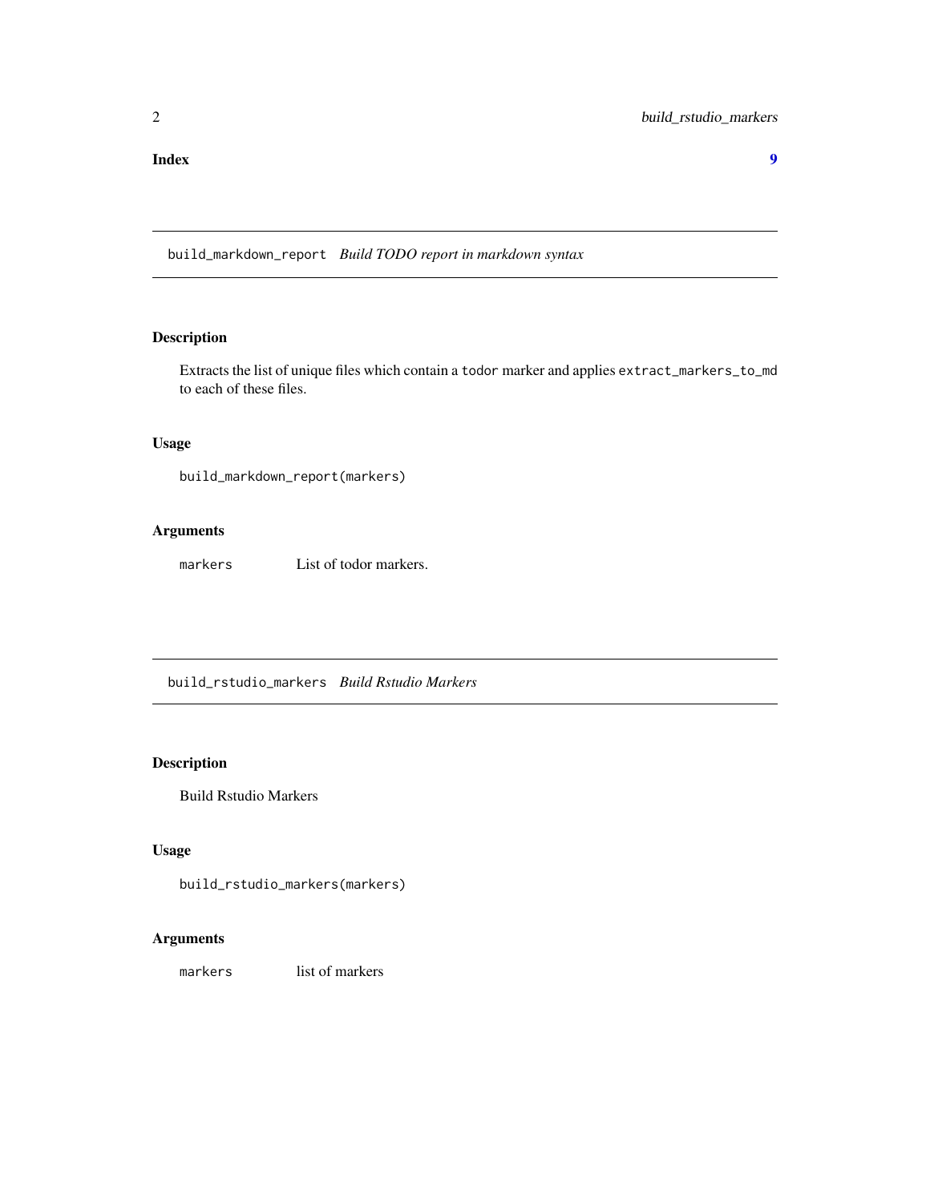**Index** **9**

---

`build_markdown_report` *Build TODO report in markdown syntax*

---

## Description

Extracts the list of unique files which contain a `todor` marker and applies `extract_markers_to_md` to each of these files.

## Usage

```
build_markdown_report(markers)
```

## Arguments

| | |
|---|---|
| `markers` | List of todor markers. |

---

`build_rstudio_markers` *Build Rstudio Markers*

---

## Description

Build Rstudio Markers

## Usage

```
build_rstudio_markers(markers)
```

## Arguments

| | |
|---|---|
| `markers` | list of markers |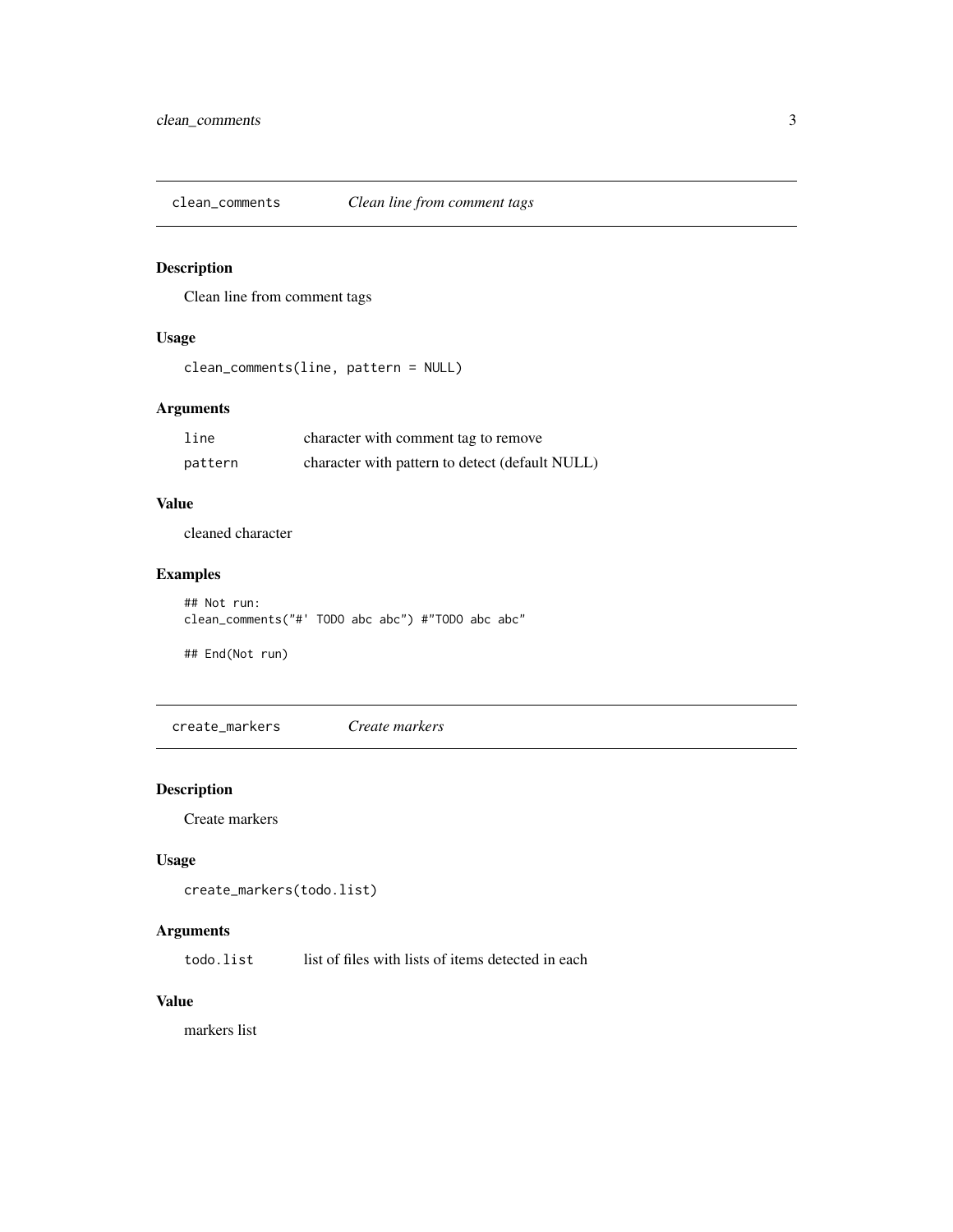## clean_comments — *Clean line from comment tags*

### Description

Clean line from comment tags

### Usage

```
clean_comments(line, pattern = NULL)
```

### Arguments

| | |
|---|---|
| `line` | character with comment tag to remove |
| `pattern` | character with pattern to detect (default NULL) |

### Value

cleaned character

### Examples

```
## Not run:
clean_comments("#' TODO abc abc") #"TODO abc abc"

## End(Not run)
```

## create_markers — *Create markers*

### Description

Create markers

### Usage

```
create_markers(todo.list)
```

### Arguments

| | |
|---|---|
| `todo.list` | list of files with lists of items detected in each |

### Value

markers list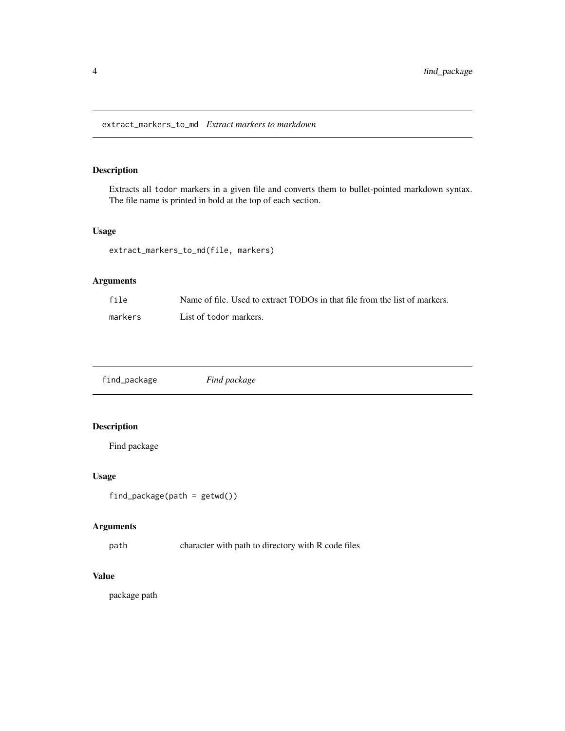## extract_markers_to_md *Extract markers to markdown*

### Description

Extracts all `todor` markers in a given file and converts them to bullet-pointed markdown syntax. The file name is printed in bold at the top of each section.

### Usage

```
extract_markers_to_md(file, markers)
```

### Arguments

| | |
|---|---|
| `file` | Name of file. Used to extract TODOs in that file from the list of markers. |
| `markers` | List of `todor` markers. |

## find_package *Find package*

### Description

Find package

### Usage

```
find_package(path = getwd())
```

### Arguments

| | |
|---|---|
| `path` | character with path to directory with R code files |

### Value

package path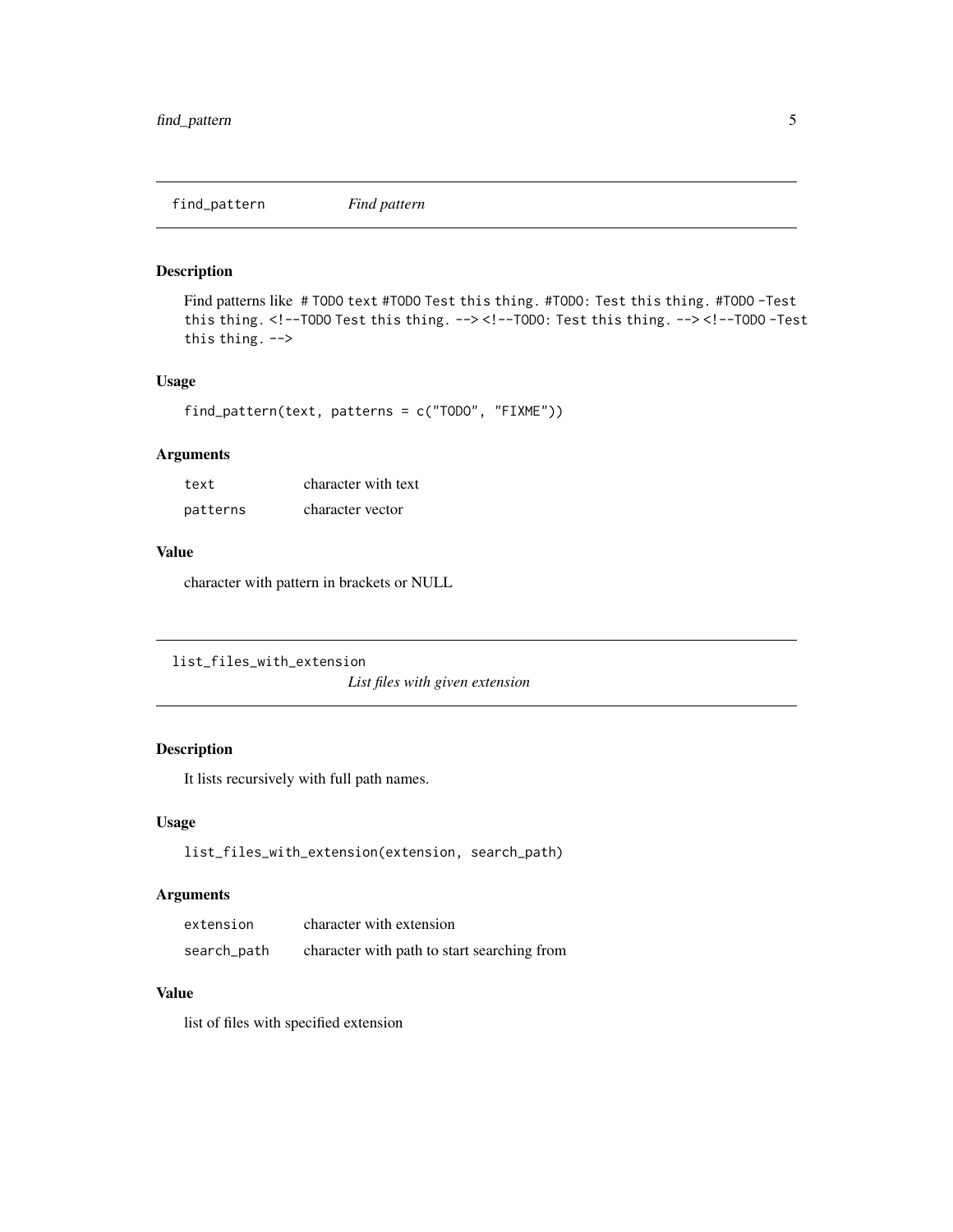## find_pattern *Find pattern*

### Description

Find patterns like `# TODO text` `#TODO Test this thing.` `#TODO: Test this thing.` `#TODO -Test this thing.` `<!--TODO Test this thing. -->` `<!--TODO: Test this thing. -->` `<!--TODO -Test this thing. -->`

### Usage

```
find_pattern(text, patterns = c("TODO", "FIXME"))
```

### Arguments

| | |
|---|---|
| `text` | character with text |
| `patterns` | character vector |

### Value

character with pattern in brackets or NULL

## list_files_with_extension *List files with given extension*

### Description

It lists recursively with full path names.

### Usage

```
list_files_with_extension(extension, search_path)
```

### Arguments

| | |
|---|---|
| `extension` | character with extension |
| `search_path` | character with path to start searching from |

### Value

list of files with specified extension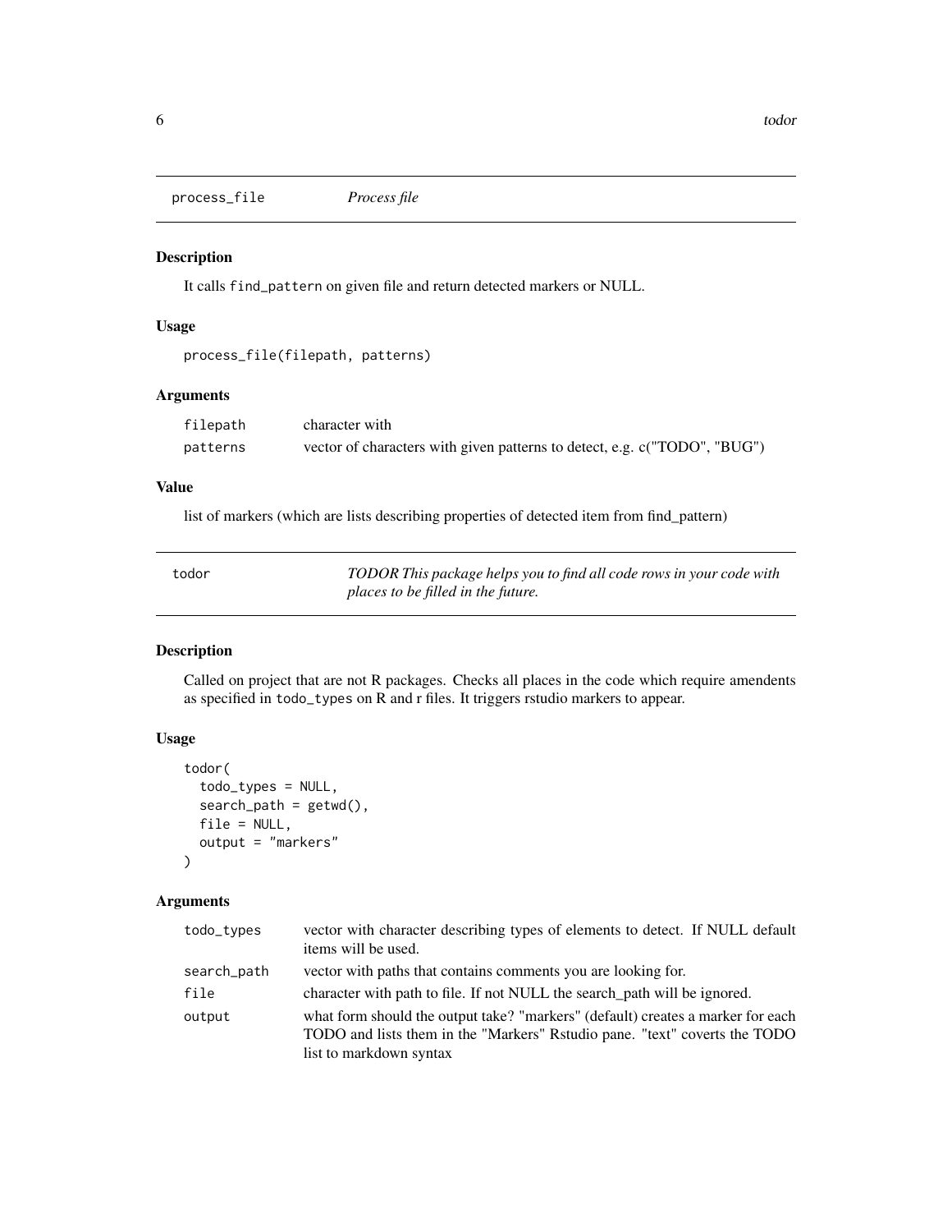## process_file *Process file*

### Description

It calls `find_pattern` on given file and return detected markers or NULL.

### Usage

```
process_file(filepath, patterns)
```

### Arguments

| | |
|---|---|
| `filepath` | character with |
| `patterns` | vector of characters with given patterns to detect, e.g. c("TODO", "BUG") |

### Value

list of markers (which are lists describing properties of detected item from find_pattern)

## todor *TODOR This package helps you to find all code rows in your code with places to be filled in the future.*

### Description

Called on project that are not R packages. Checks all places in the code which require amendents as specified in `todo_types` on R and r files. It triggers rstudio markers to appear.

### Usage

```
todor(
  todo_types = NULL,
  search_path = getwd(),
  file = NULL,
  output = "markers"
)
```

### Arguments

| | |
|---|---|
| `todo_types` | vector with character describing types of elements to detect. If NULL default items will be used. |
| `search_path` | vector with paths that contains comments you are looking for. |
| `file` | character with path to file. If not NULL the search_path will be ignored. |
| `output` | what form should the output take? "markers" (default) creates a marker for each TODO and lists them in the "Markers" Rstudio pane. "text" coverts the TODO list to markdown syntax |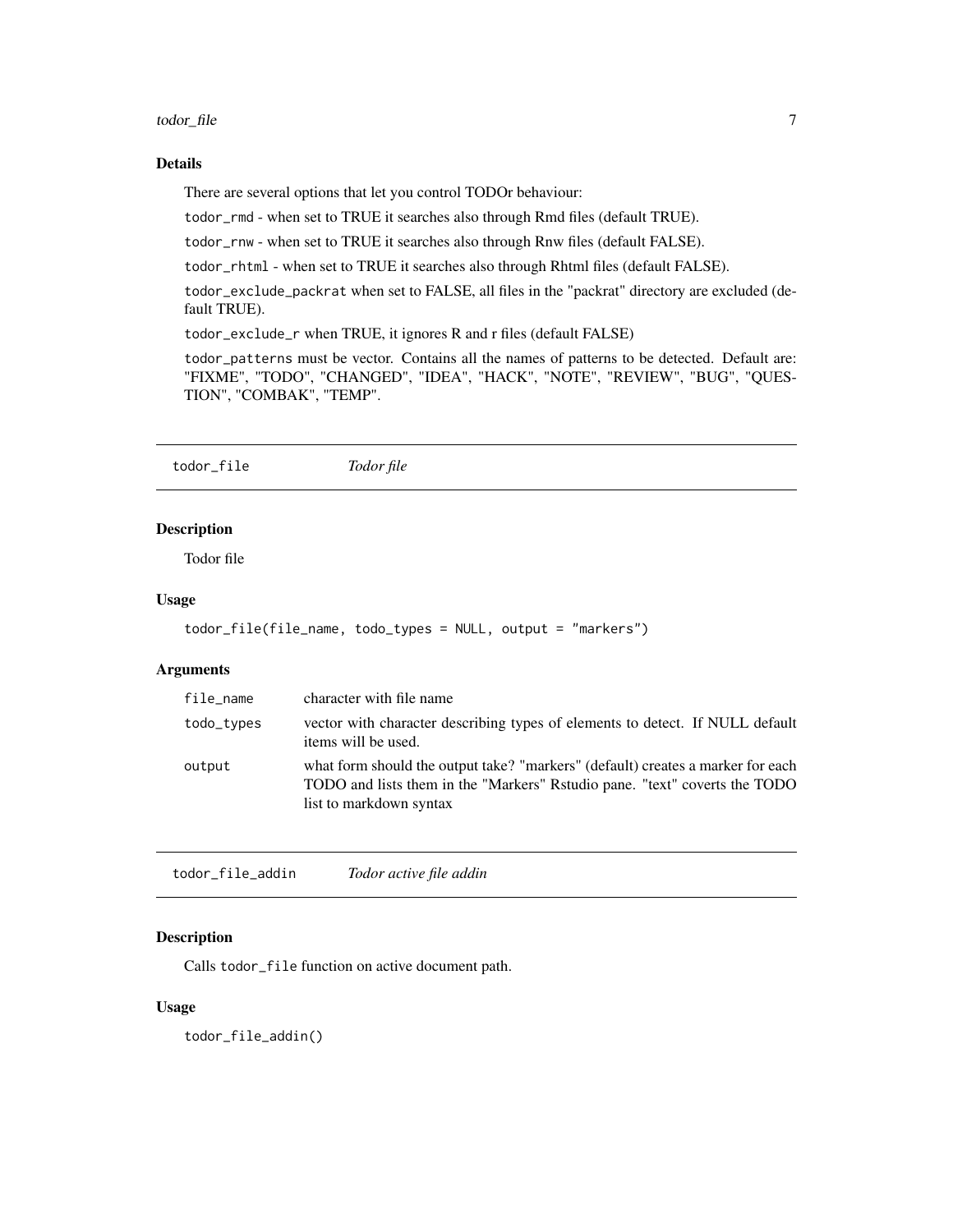## Details

There are several options that let you control TODOr behaviour:

`todor_rmd` - when set to TRUE it searches also through Rmd files (default TRUE).

`todor_rnw` - when set to TRUE it searches also through Rnw files (default FALSE).

`todor_rhtml` - when set to TRUE it searches also through Rhtml files (default FALSE).

`todor_exclude_packrat` when set to FALSE, all files in the "packrat" directory are excluded (default TRUE).

`todor_exclude_r` when TRUE, it ignores R and r files (default FALSE)

`todor_patterns` must be vector. Contains all the names of patterns to be detected. Default are: "FIXME", "TODO", "CHANGED", "IDEA", "HACK", "NOTE", "REVIEW", "BUG", "QUESTION", "COMBAK", "TEMP".

---

# todor_file — *Todor file*

## Description

Todor file

## Usage

```
todor_file(file_name, todo_types = NULL, output = "markers")
```

## Arguments

| | |
|---|---|
| `file_name` | character with file name |
| `todo_types` | vector with character describing types of elements to detect. If NULL default items will be used. |
| `output` | what form should the output take? "markers" (default) creates a marker for each TODO and lists them in the "Markers" Rstudio pane. "text" coverts the TODO list to markdown syntax |

---

# todor_file_addin — *Todor active file addin*

## Description

Calls `todor_file` function on active document path.

## Usage

```
todor_file_addin()
```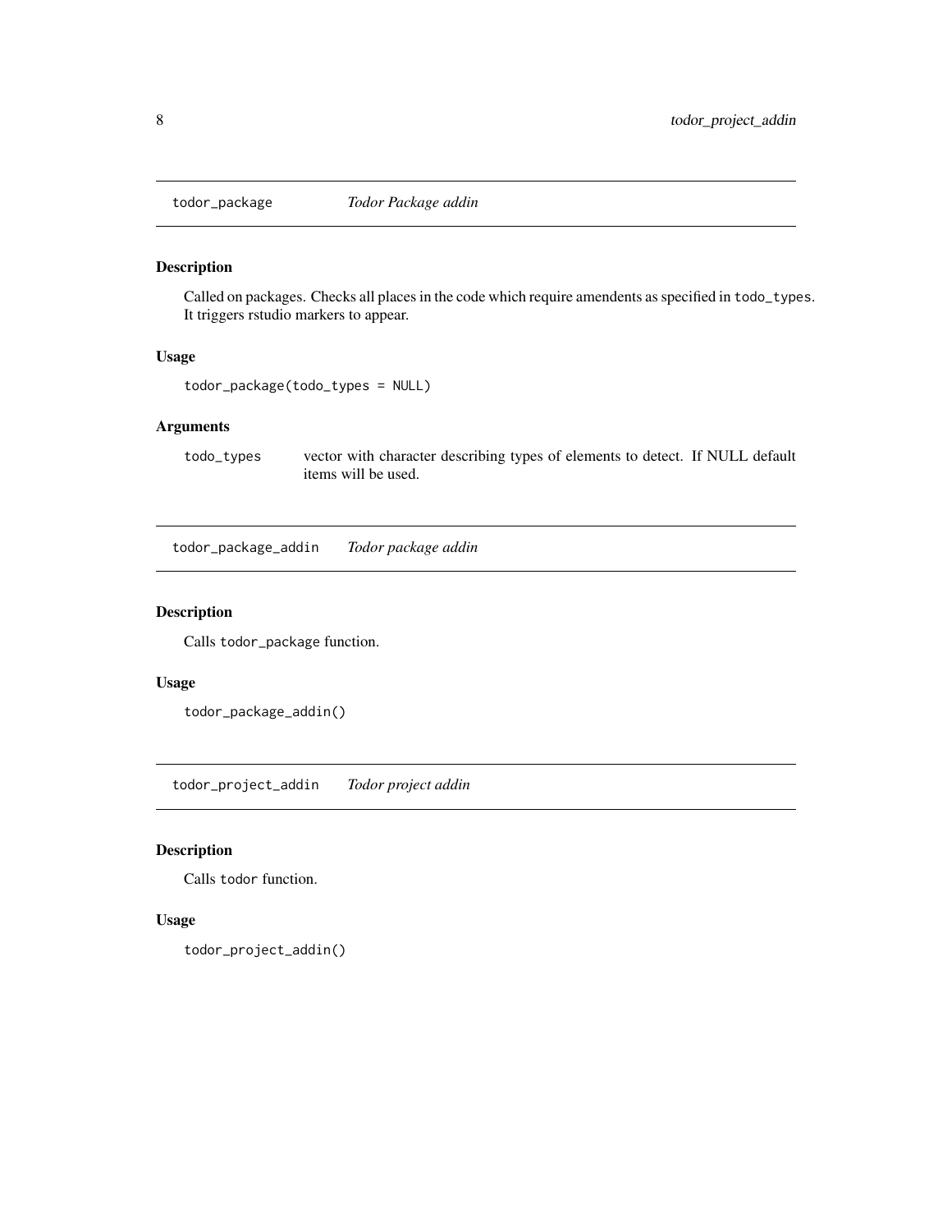## todor_package — *Todor Package addin*

### Description

Called on packages. Checks all places in the code which require amendents as specified in `todo_types`. It triggers rstudio markers to appear.

### Usage

```
todor_package(todo_types = NULL)
```

### Arguments

| | |
|---|---|
| `todo_types` | vector with character describing types of elements to detect. If NULL default items will be used. |

## todor_package_addin — *Todor package addin*

### Description

Calls `todor_package` function.

### Usage

```
todor_package_addin()
```

## todor_project_addin — *Todor project addin*

### Description

Calls `todor` function.

### Usage

```
todor_project_addin()
```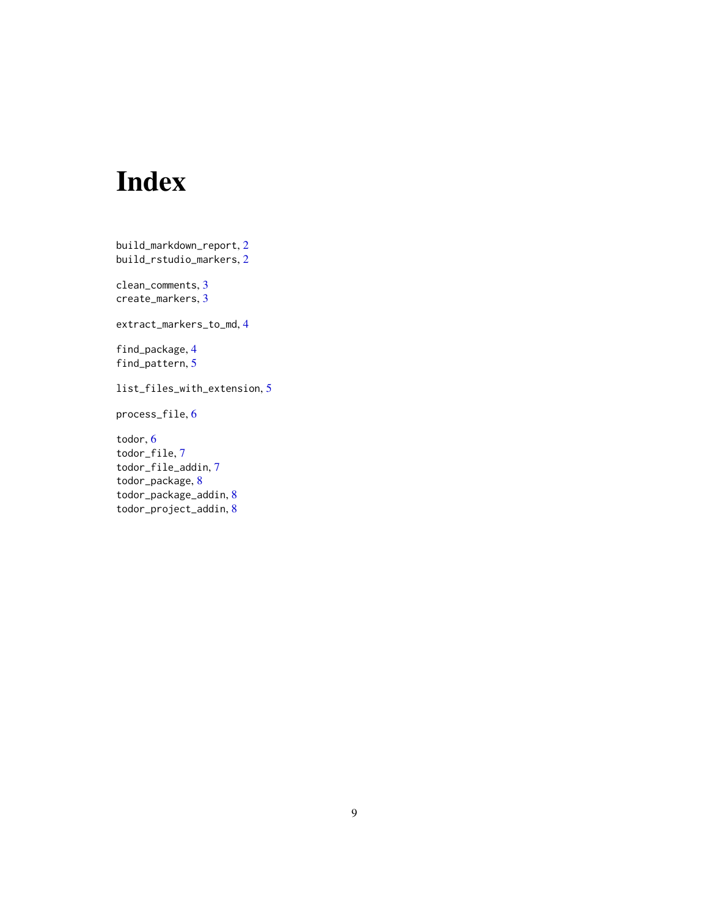# Index

build_markdown_report, 2
build_rstudio_markers, 2

clean_comments, 3
create_markers, 3

extract_markers_to_md, 4

find_package, 4
find_pattern, 5

list_files_with_extension, 5

process_file, 6

todor, 6
todor_file, 7
todor_file_addin, 7
todor_package, 8
todor_package_addin, 8
todor_project_addin, 8